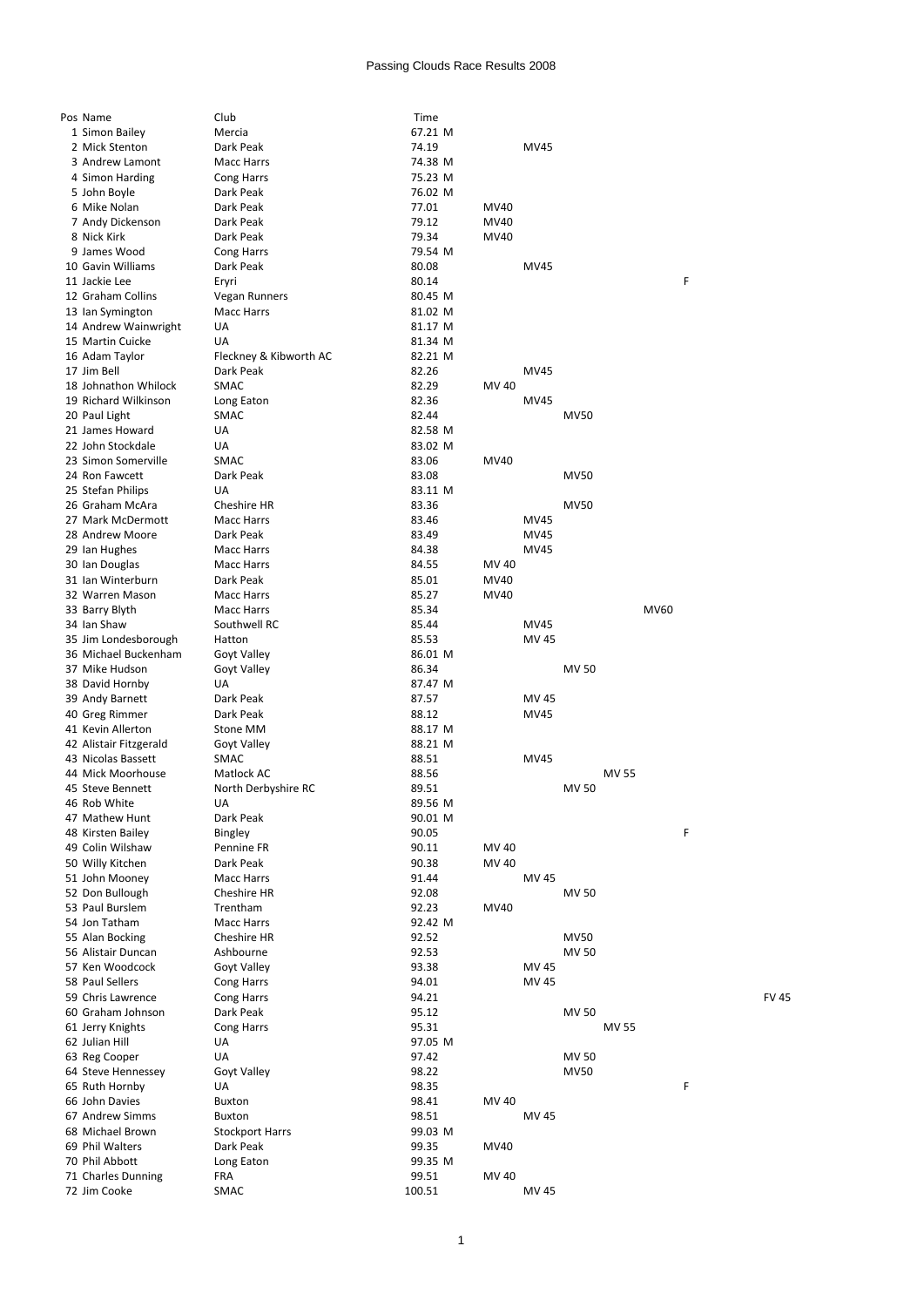# Passing Clouds Race Results 2008

| Pos | Name | Club | Time | | | | | | | | |
|---|---|---|---|---|---|---|---|---|---|---|---|
| 1 | Simon Bailey | Mercia | 67.21 | M | | | | | | | |
| 2 | Mick Stenton | Dark Peak | 74.19 | | | MV45 | | | | | |
| 3 | Andrew Lamont | Macc Harrs | 74.38 | M | | | | | | | |
| 4 | Simon Harding | Cong Harrs | 75.23 | M | | | | | | | |
| 5 | John Boyle | Dark Peak | 76.02 | M | | | | | | | |
| 6 | Mike Nolan | Dark Peak | 77.01 | | MV40 | | | | | | |
| 7 | Andy Dickenson | Dark Peak | 79.12 | | MV40 | | | | | | |
| 8 | Nick Kirk | Dark Peak | 79.34 | | MV40 | | | | | | |
| 9 | James Wood | Cong Harrs | 79.54 | M | | | | | | | |
| 10 | Gavin Williams | Dark Peak | 80.08 | | | MV45 | | | | | |
| 11 | Jackie Lee | Eryri | 80.14 | | | | | | | F | |
| 12 | Graham Collins | Vegan Runners | 80.45 | M | | | | | | | |
| 13 | Ian Symington | Macc Harrs | 81.02 | M | | | | | | | |
| 14 | Andrew Wainwright | UA | 81.17 | M | | | | | | | |
| 15 | Martin Cuicke | UA | 81.34 | M | | | | | | | |
| 16 | Adam Taylor | Fleckney & Kibworth AC | 82.21 | M | | | | | | | |
| 17 | Jim Bell | Dark Peak | 82.26 | | | MV45 | | | | | |
| 18 | Johnathon Whilock | SMAC | 82.29 | | MV 40 | | | | | | |
| 19 | Richard Wilkinson | Long Eaton | 82.36 | | | MV45 | | | | | |
| 20 | Paul Light | SMAC | 82.44 | | | | MV50 | | | | |
| 21 | James Howard | UA | 82.58 | M | | | | | | | |
| 22 | John Stockdale | UA | 83.02 | M | | | | | | | |
| 23 | Simon Somerville | SMAC | 83.06 | | MV40 | | | | | | |
| 24 | Ron Fawcett | Dark Peak | 83.08 | | | | MV50 | | | | |
| 25 | Stefan Philips | UA | 83.11 | M | | | | | | | |
| 26 | Graham McAra | Cheshire HR | 83.36 | | | | MV50 | | | | |
| 27 | Mark McDermott | Macc Harrs | 83.46 | | | MV45 | | | | | |
| 28 | Andrew Moore | Dark Peak | 83.49 | | | MV45 | | | | | |
| 29 | Ian Hughes | Macc Harrs | 84.38 | | | MV45 | | | | | |
| 30 | Ian Douglas | Macc Harrs | 84.55 | | MV 40 | | | | | | |
| 31 | Ian Winterburn | Dark Peak | 85.01 | | MV40 | | | | | | |
| 32 | Warren Mason | Macc Harrs | 85.27 | | MV40 | | | | | | |
| 33 | Barry Blyth | Macc Harrs | 85.34 | | | | | | MV60 | | |
| 34 | Ian Shaw | Southwell RC | 85.44 | | | MV45 | | | | | |
| 35 | Jim Londesborough | Hatton | 85.53 | | | MV 45 | | | | | |
| 36 | Michael Buckenham | Goyt Valley | 86.01 | M | | | | | | | |
| 37 | Mike Hudson | Goyt Valley | 86.34 | | | | MV 50 | | | | |
| 38 | David Hornby | UA | 87.47 | M | | | | | | | |
| 39 | Andy Barnett | Dark Peak | 87.57 | | | MV 45 | | | | | |
| 40 | Greg Rimmer | Dark Peak | 88.12 | | | MV45 | | | | | |
| 41 | Kevin Allerton | Stone MM | 88.17 | M | | | | | | | |
| 42 | Alistair Fitzgerald | Goyt Valley | 88.21 | M | | | | | | | |
| 43 | Nicolas Bassett | SMAC | 88.51 | | | MV45 | | | | | |
| 44 | Mick Moorhouse | Matlock AC | 88.56 | | | | | MV 55 | | | |
| 45 | Steve Bennett | North Derbyshire RC | 89.51 | | | | MV 50 | | | | |
| 46 | Rob White | UA | 89.56 | M | | | | | | | |
| 47 | Mathew Hunt | Dark Peak | 90.01 | M | | | | | | | |
| 48 | Kirsten Bailey | Bingley | 90.05 | | | | | | | F | |
| 49 | Colin Wilshaw | Pennine FR | 90.11 | | MV 40 | | | | | | |
| 50 | Willy Kitchen | Dark Peak | 90.38 | | MV 40 | | | | | | |
| 51 | John Mooney | Macc Harrs | 91.44 | | | MV 45 | | | | | |
| 52 | Don Bullough | Cheshire HR | 92.08 | | | | MV 50 | | | | |
| 53 | Paul Burslem | Trentham | 92.23 | | MV40 | | | | | | |
| 54 | Jon Tatham | Macc Harrs | 92.42 | M | | | | | | | |
| 55 | Alan Bocking | Cheshire HR | 92.52 | | | | MV50 | | | | |
| 56 | Alistair Duncan | Ashbourne | 92.53 | | | | MV 50 | | | | |
| 57 | Ken Woodcock | Goyt Valley | 93.38 | | | MV 45 | | | | | |
| 58 | Paul Sellers | Cong Harrs | 94.01 | | | MV 45 | | | | | |
| 59 | Chris Lawrence | Cong Harrs | 94.21 | | | | | | | | FV 45 |
| 60 | Graham Johnson | Dark Peak | 95.12 | | | | MV 50 | | | | |
| 61 | Jerry Knights | Cong Harrs | 95.31 | | | | | MV 55 | | | |
| 62 | Julian Hill | UA | 97.05 | M | | | | | | | |
| 63 | Reg Cooper | UA | 97.42 | | | | MV 50 | | | | |
| 64 | Steve Hennessey | Goyt Valley | 98.22 | | | | MV50 | | | | |
| 65 | Ruth Hornby | UA | 98.35 | | | | | | | F | |
| 66 | John Davies | Buxton | 98.41 | | MV 40 | | | | | | |
| 67 | Andrew Simms | Buxton | 98.51 | | | MV 45 | | | | | |
| 68 | Michael Brown | Stockport Harrs | 99.03 | M | | | | | | | |
| 69 | Phil Walters | Dark Peak | 99.35 | | MV40 | | | | | | |
| 70 | Phil Abbott | Long Eaton | 99.35 | M | | | | | | | |
| 71 | Charles Dunning | FRA | 99.51 | | MV 40 | | | | | | |
| 72 | Jim Cooke | SMAC | 100.51 | | | MV 45 | | | | | |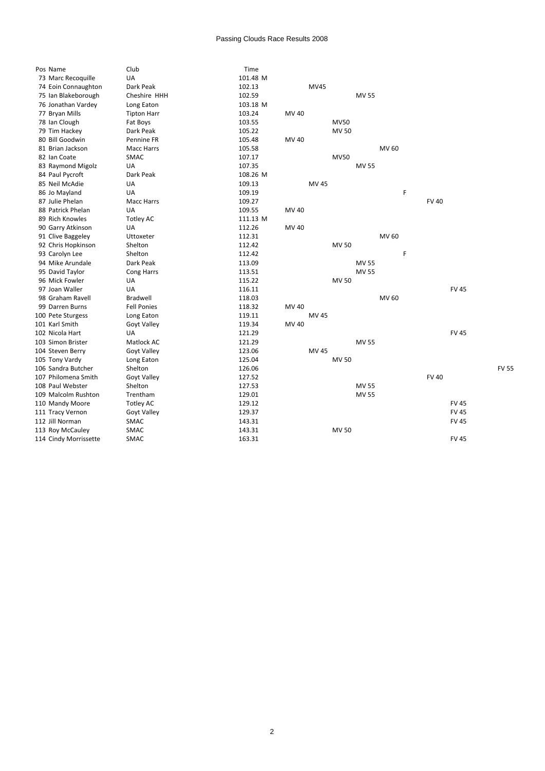# Passing Clouds Race Results 2008

| Pos | Name | Club | Time | | | | | | | | | | | |
|---|---|---|---|---|---|---|---|---|---|---|---|---|---|---|
| 73 | Marc Recoquille | UA | 101.48 | M | | | | | | | | | | |
| 74 | Eoin Connaughton | Dark Peak | 102.13 | | | MV45 | | | | | | | | |
| 75 | Ian Blakeborough | Cheshire HHH | 102.59 | | | | | MV 55 | | | | | | |
| 76 | Jonathan Vardey | Long Eaton | 103.18 | M | | | | | | | | | | |
| 77 | Bryan Mills | Tipton Harr | 103.24 | | MV 40 | | | | | | | | | |
| 78 | Ian Clough | Fat Boys | 103.55 | | | | MV50 | | | | | | | |
| 79 | Tim Hackey | Dark Peak | 105.22 | | | | MV 50 | | | | | | | |
| 80 | Bill Goodwin | Pennine FR | 105.48 | | MV 40 | | | | | | | | | |
| 81 | Brian Jackson | Macc Harrs | 105.58 | | | | | | MV 60 | | | | | |
| 82 | Ian Coate | SMAC | 107.17 | | | | MV50 | | | | | | | |
| 83 | Raymond Migolz | UA | 107.35 | | | | | MV 55 | | | | | | |
| 84 | Paul Pycroft | Dark Peak | 108.26 | M | | | | | | | | | | |
| 85 | Neil McAdie | UA | 109.13 | | | MV 45 | | | | | | | | |
| 86 | Jo Mayland | UA | 109.19 | | | | | | | F | | | | |
| 87 | Julie Phelan | Macc Harrs | 109.27 | | | | | | | | FV 40 | | | |
| 88 | Patrick Phelan | UA | 109.55 | | MV 40 | | | | | | | | | |
| 89 | Rich Knowles | Totley AC | 111.13 | M | | | | | | | | | | |
| 90 | Garry Atkinson | UA | 112.26 | | MV 40 | | | | | | | | | |
| 91 | Clive Baggeley | Uttoxeter | 112.31 | | | | | | MV 60 | | | | | |
| 92 | Chris Hopkinson | Shelton | 112.42 | | | | MV 50 | | | | | | | |
| 93 | Carolyn Lee | Shelton | 112.42 | | | | | | | F | | | | |
| 94 | Mike Arundale | Dark Peak | 113.09 | | | | | MV 55 | | | | | | |
| 95 | David Taylor | Cong Harrs | 113.51 | | | | | MV 55 | | | | | | |
| 96 | Mick Fowler | UA | 115.22 | | | | MV 50 | | | | | | | |
| 97 | Joan Waller | UA | 116.11 | | | | | | | | | FV 45 | | |
| 98 | Graham Ravell | Bradwell | 118.03 | | | | | | MV 60 | | | | | |
| 99 | Darren Burns | Fell Ponies | 118.32 | | MV 40 | | | | | | | | | |
| 100 | Pete Sturgess | Long Eaton | 119.11 | | | MV 45 | | | | | | | | |
| 101 | Karl Smith | Goyt Valley | 119.34 | | MV 40 | | | | | | | | | |
| 102 | Nicola Hart | UA | 121.29 | | | | | | | | | FV 45 | | |
| 103 | Simon Brister | Matlock AC | 121.29 | | | | | MV 55 | | | | | | |
| 104 | Steven Berry | Goyt Valley | 123.06 | | | MV 45 | | | | | | | | |
| 105 | Tony Vardy | Long Eaton | 125.04 | | | | MV 50 | | | | | | | |
| 106 | Sandra Butcher | Shelton | 126.06 | | | | | | | | | | | FV 55 |
| 107 | Philomena Smith | Goyt Valley | 127.52 | | | | | | | | FV 40 | | | |
| 108 | Paul Webster | Shelton | 127.53 | | | | | MV 55 | | | | | | |
| 109 | Malcolm Rushton | Trentham | 129.01 | | | | | MV 55 | | | | | | |
| 110 | Mandy Moore | Totley AC | 129.12 | | | | | | | | | FV 45 | | |
| 111 | Tracy Vernon | Goyt Valley | 129.37 | | | | | | | | | FV 45 | | |
| 112 | Jill Norman | SMAC | 143.31 | | | | | | | | | FV 45 | | |
| 113 | Roy McCauley | SMAC | 143.31 | | | | MV 50 | | | | | | | |
| 114 | Cindy Morrissette | SMAC | 163.31 | | | | | | | | | FV 45 | | |